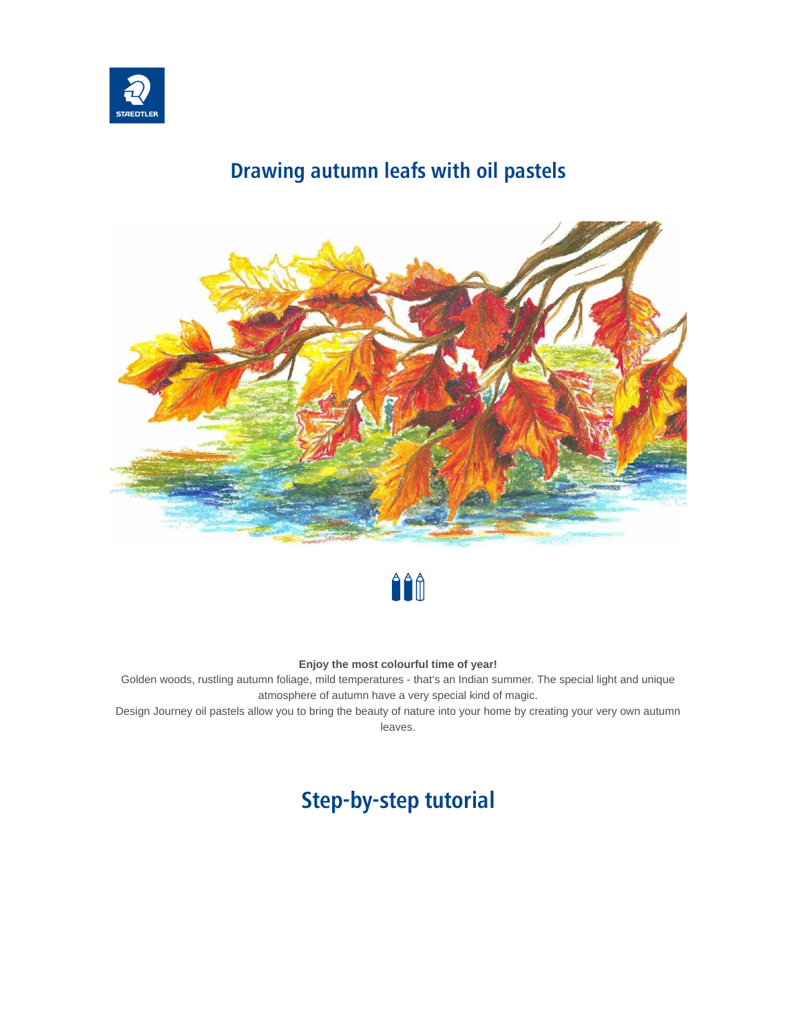# Drawing autumn leafs with oil pastels

**Enjoy the most colourful time of year!**

Golden woods, rustling autumn foliage, mild temperatures - that's an Indian summer. The special light and unique atmosphere of autumn have a very special kind of magic.

Design Journey oil pastels allow you to bring the beauty of nature into your home by creating your very own autumn leaves.

## Step-by-step tutorial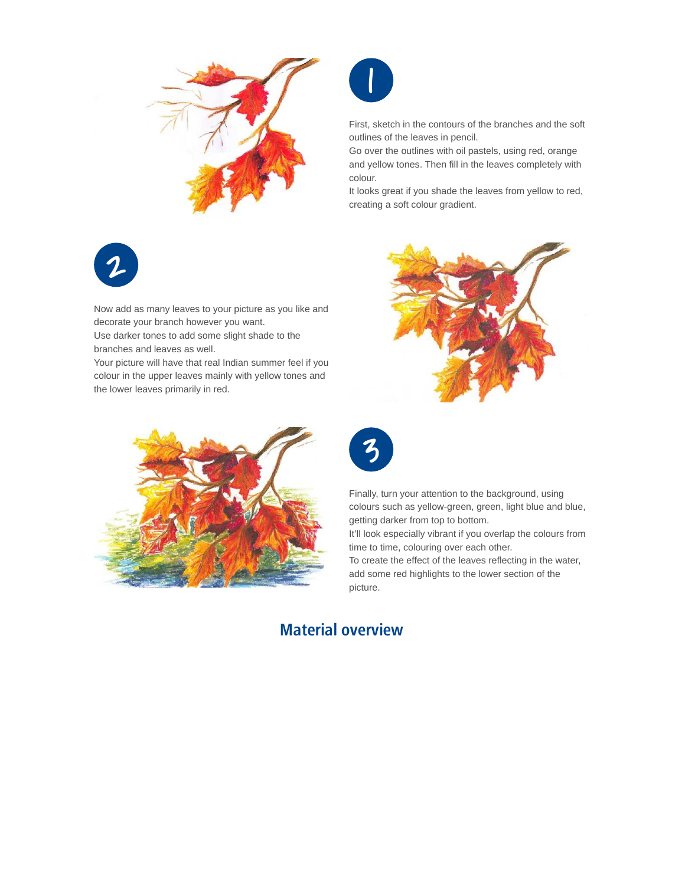1

First, sketch in the contours of the branches and the soft outlines of the leaves in pencil.
Go over the outlines with oil pastels, using red, orange and yellow tones. Then fill in the leaves completely with colour.
It looks great if you shade the leaves from yellow to red, creating a soft colour gradient.

2

Now add as many leaves to your picture as you like and decorate your branch however you want.
Use darker tones to add some slight shade to the branches and leaves as well.
Your picture will have that real Indian summer feel if you colour in the upper leaves mainly with yellow tones and the lower leaves primarily in red.

3

Finally, turn your attention to the background, using colours such as yellow-green, green, light blue and blue, getting darker from top to bottom.
It'll look especially vibrant if you overlap the colours from time to time, colouring over each other.
To create the effect of the leaves reflecting in the water, add some red highlights to the lower section of the picture.

## Material overview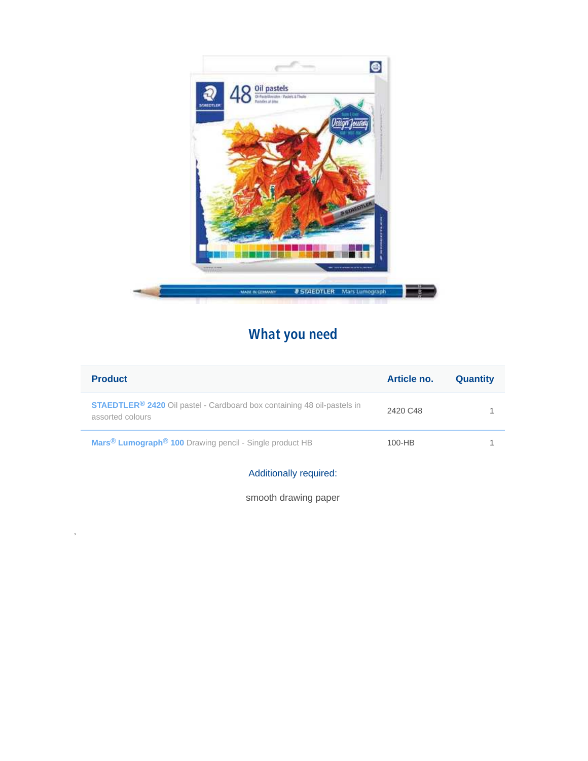## What you need

| Product | Article no. | Quantity |
|---|---|---|
| **STAEDTLER® 2420** Oil pastel - Cardboard box containing 48 oil-pastels in assorted colours | 2420 C48 | 1 |
| **Mars® Lumograph® 100** Drawing pencil - Single product HB | 100-HB | 1 |

Additionally required:

smooth drawing paper